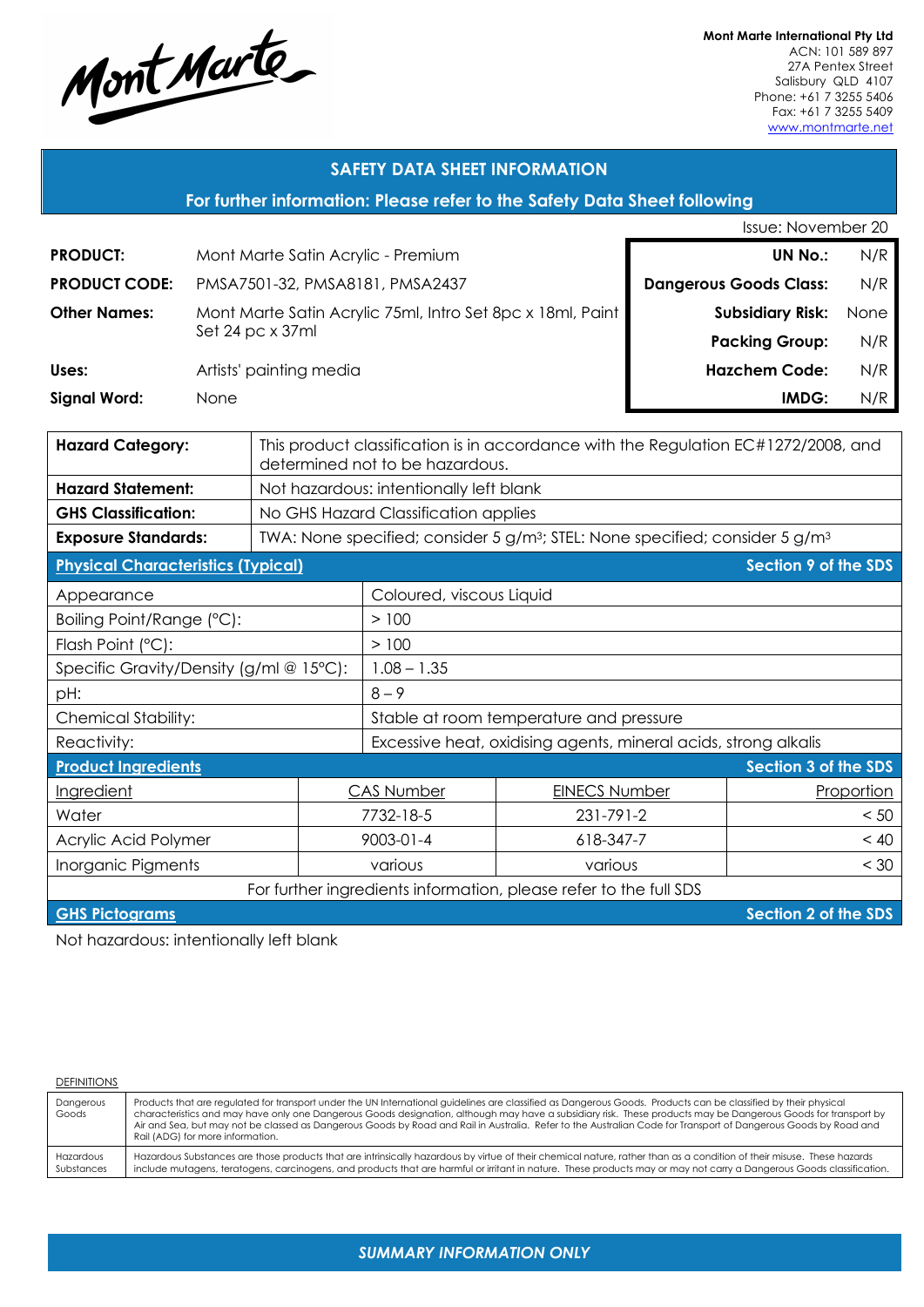Mont Marte

**Mont Marte International Pty Ltd**
ACN: 101 589 897
27A Pentex Street
Salisbury QLD 4107
Phone: +61 7 3255 5406
Fax: +61 7 3255 5409
www.montmarte.net

## SAFETY DATA SHEET INFORMATION

**For further information: Please refer to the Safety Data Sheet following**

Issue: November 20

| | |
|---|---|
| **PRODUCT:** | Mont Marte Satin Acrylic - Premium |
| **PRODUCT CODE:** | PMSA7501-32, PMSA8181, PMSA2437 |
| **Other Names:** | Mont Marte Satin Acrylic 75ml, Intro Set 8pc x 18ml, Paint Set 24 pc x 37ml |
| **Uses:** | Artists' painting media |
| **Signal Word:** | None |

| | |
|---|---|
| **UN No.:** | N/R |
| **Dangerous Goods Class:** | N/R |
| **Subsidiary Risk:** | None |
| **Packing Group:** | N/R |
| **Hazchem Code:** | N/R |
| **IMDG:** | N/R |

| | |
|---|---|
| **Hazard Category:** | This product classification is in accordance with the Regulation EC#1272/2008, and determined not to be hazardous. |
| **Hazard Statement:** | Not hazardous: intentionally left blank |
| **GHS Classification:** | No GHS Hazard Classification applies |
| **Exposure Standards:** | TWA: None specified; consider 5 g/m³; STEL: None specified; consider 5 g/m³ |

**Physical Characteristics (Typical)** — Section 9 of the SDS

| | |
|---|---|
| Appearance | Coloured, viscous Liquid |
| Boiling Point/Range (°C): | > 100 |
| Flash Point (°C): | > 100 |
| Specific Gravity/Density (g/ml @ 15°C): | 1.08 – 1.35 |
| pH: | 8 – 9 |
| Chemical Stability: | Stable at room temperature and pressure |
| Reactivity: | Excessive heat, oxidising agents, mineral acids, strong alkalis |

**Product Ingredients** — Section 3 of the SDS

| Ingredient | CAS Number | EINECS Number | Proportion |
|---|---|---|---|
| Water | 7732-18-5 | 231-791-2 | < 50 |
| Acrylic Acid Polymer | 9003-01-4 | 618-347-7 | < 40 |
| Inorganic Pigments | various | various | < 30 |

For further ingredients information, please refer to the full SDS

**GHS Pictograms** — Section 2 of the SDS

Not hazardous: intentionally left blank

DEFINITIONS

| | |
|---|---|
| Dangerous Goods | Products that are regulated for transport under the UN International guidelines are classified as Dangerous Goods. Products can be classified by their physical characteristics and may have only one Dangerous Goods designation, although may have a subsidiary risk. These products may be Dangerous Goods for transport by Air and Sea, but may not be classed as Dangerous Goods by Road and Rail in Australia. Refer to the Australian Code for Transport of Dangerous Goods by Road and Rail (ADG) for more information. |
| Hazardous Substances | Hazardous Substances are those products that are intrinsically hazardous by virtue of their chemical nature, rather than as a condition of their misuse. These hazards include mutagens, teratogens, carcinogens, and products that are harmful or irritant in nature. These products may or may not carry a Dangerous Goods classification. |

*SUMMARY INFORMATION ONLY*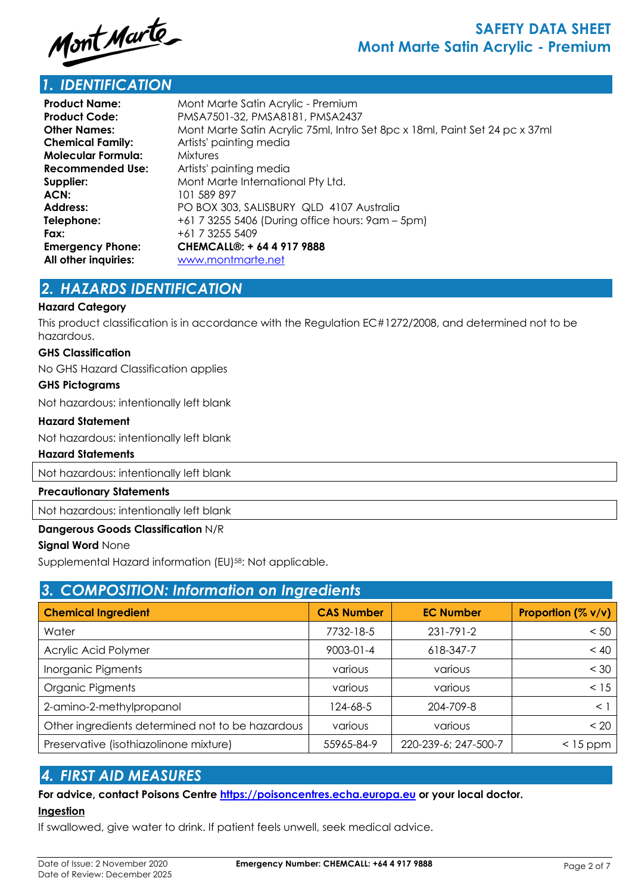# 1. IDENTIFICATION

| | |
|---|---|
| **Product Name:** | Mont Marte Satin Acrylic - Premium |
| **Product Code:** | PMSA7501-32, PMSA8181, PMSA2437 |
| **Other Names:** | Mont Marte Satin Acrylic 75ml, Intro Set 8pc x 18ml, Paint Set 24 pc x 37ml |
| **Chemical Family:** | Artists' painting media |
| **Molecular Formula:** | Mixtures |
| **Recommended Use:** | Artists' painting media |
| **Supplier:** | Mont Marte International Pty Ltd. |
| **ACN:** | 101 589 897 |
| **Address:** | PO BOX 303, SALISBURY QLD 4107 Australia |
| **Telephone:** | +61 7 3255 5406 (During office hours: 9am – 5pm) |
| **Fax:** | +61 7 3255 5409 |
| **Emergency Phone:** | **CHEMCALL®: + 64 4 917 9888** |
| **All other inquiries:** | www.montmarte.net |

# 2. HAZARDS IDENTIFICATION

**Hazard Category**

This product classification is in accordance with the Regulation EC#1272/2008, and determined not to be hazardous.

**GHS Classification**

No GHS Hazard Classification applies

**GHS Pictograms**

Not hazardous: intentionally left blank

**Hazard Statement**

Not hazardous: intentionally left blank

**Hazard Statements**

Not hazardous: intentionally left blank

**Precautionary Statements**

Not hazardous: intentionally left blank

**Dangerous Goods Classification** N/R

**Signal Word** None

Supplemental Hazard information (EU)[58]: Not applicable.

# 3. COMPOSITION: Information on Ingredients

| Chemical Ingredient | CAS Number | EC Number | Proportion (% v/v) |
|---|---|---|---|
| Water | 7732-18-5 | 231-791-2 | < 50 |
| Acrylic Acid Polymer | 9003-01-4 | 618-347-7 | < 40 |
| Inorganic Pigments | various | various | < 30 |
| Organic Pigments | various | various | < 15 |
| 2-amino-2-methylpropanol | 124-68-5 | 204-709-8 | < 1 |
| Other ingredients determined not to be hazardous | various | various | < 20 |
| Preservative (isothiazolinone mixture) | 55965-84-9 | 220-239-6; 247-500-7 | < 15 ppm |

# 4. FIRST AID MEASURES

**For advice, contact Poisons Centre https://poisoncentres.echa.europa.eu or your local doctor.**

**Ingestion**

If swallowed, give water to drink. If patient feels unwell, seek medical advice.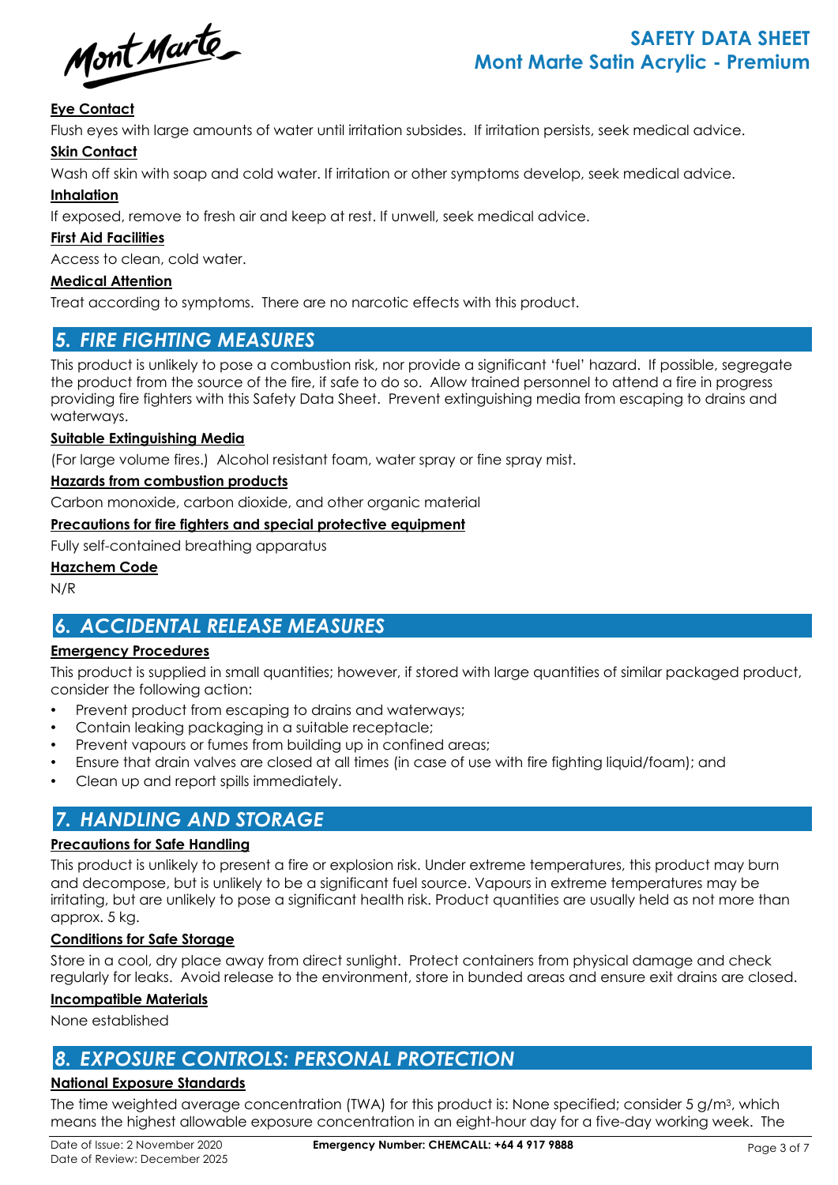**Eye Contact**

Flush eyes with large amounts of water until irritation subsides. If irritation persists, seek medical advice.

**Skin Contact**

Wash off skin with soap and cold water. If irritation or other symptoms develop, seek medical advice.

**Inhalation**

If exposed, remove to fresh air and keep at rest. If unwell, seek medical advice.

**First Aid Facilities**

Access to clean, cold water.

**Medical Attention**

Treat according to symptoms. There are no narcotic effects with this product.

## 5. FIRE FIGHTING MEASURES

This product is unlikely to pose a combustion risk, nor provide a significant 'fuel' hazard. If possible, segregate the product from the source of the fire, if safe to do so. Allow trained personnel to attend a fire in progress providing fire fighters with this Safety Data Sheet. Prevent extinguishing media from escaping to drains and waterways.

**Suitable Extinguishing Media**

(For large volume fires.) Alcohol resistant foam, water spray or fine spray mist.

**Hazards from combustion products**

Carbon monoxide, carbon dioxide, and other organic material

**Precautions for fire fighters and special protective equipment**

Fully self-contained breathing apparatus

**Hazchem Code**

N/R

## 6. ACCIDENTAL RELEASE MEASURES

**Emergency Procedures**

This product is supplied in small quantities; however, if stored with large quantities of similar packaged product, consider the following action:

- Prevent product from escaping to drains and waterways;
- Contain leaking packaging in a suitable receptacle;
- Prevent vapours or fumes from building up in confined areas;
- Ensure that drain valves are closed at all times (in case of use with fire fighting liquid/foam); and
- Clean up and report spills immediately.

## 7. HANDLING AND STORAGE

**Precautions for Safe Handling**

This product is unlikely to present a fire or explosion risk. Under extreme temperatures, this product may burn and decompose, but is unlikely to be a significant fuel source. Vapours in extreme temperatures may be irritating, but are unlikely to pose a significant health risk. Product quantities are usually held as not more than approx. 5 kg.

**Conditions for Safe Storage**

Store in a cool, dry place away from direct sunlight. Protect containers from physical damage and check regularly for leaks. Avoid release to the environment, store in bunded areas and ensure exit drains are closed.

**Incompatible Materials**

None established

## 8. EXPOSURE CONTROLS: PERSONAL PROTECTION

**National Exposure Standards**

The time weighted average concentration (TWA) for this product is: None specified; consider 5 g/m$^3$, which means the highest allowable exposure concentration in an eight-hour day for a five-day working week. The

Date of Issue: 2 November 2020
Date of Review: December 2025

**Emergency Number: CHEMCALL: +64 4 917 9888**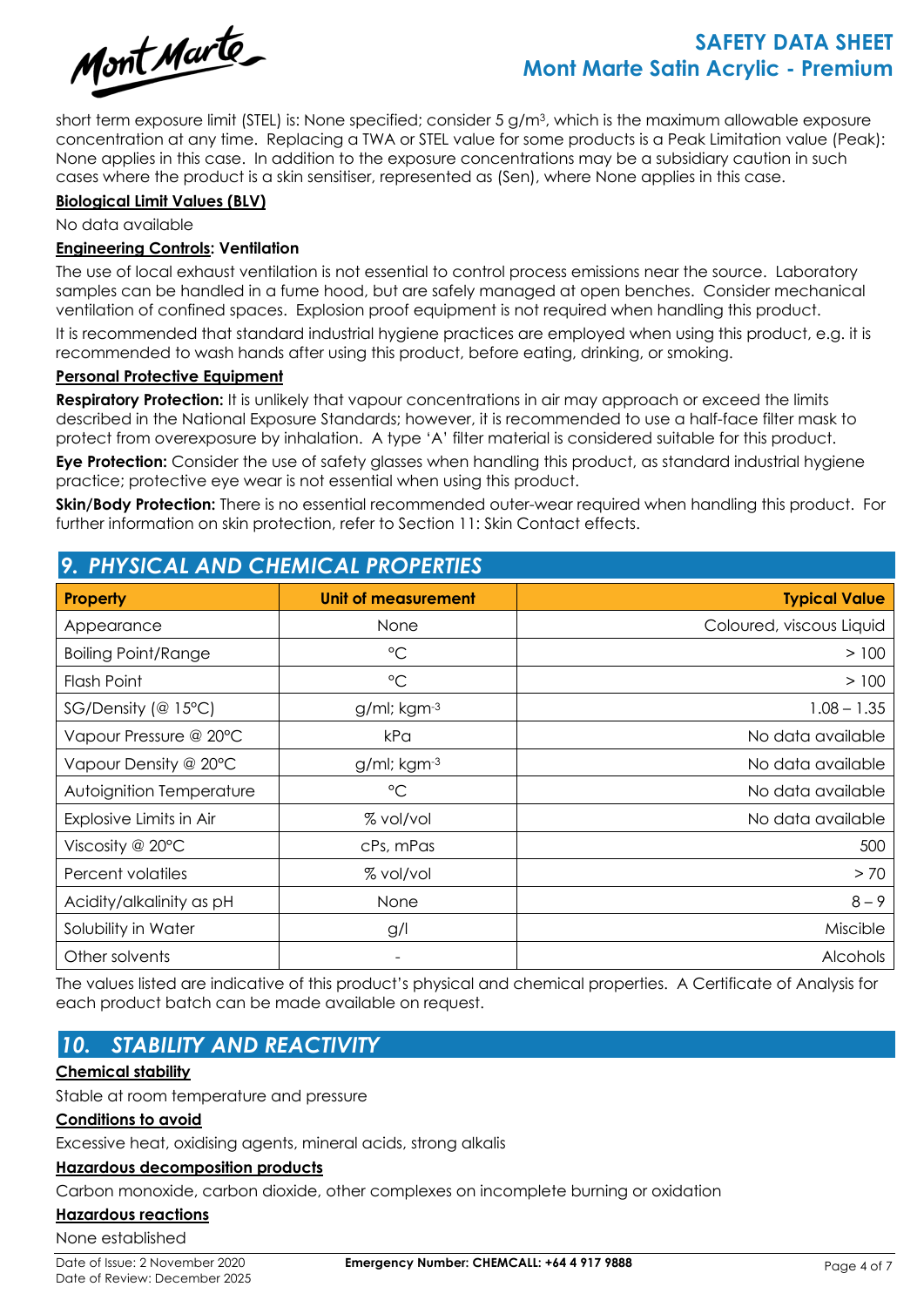short term exposure limit (STEL) is: None specified; consider 5 g/m$^3$, which is the maximum allowable exposure concentration at any time. Replacing a TWA or STEL value for some products is a Peak Limitation value (Peak): None applies in this case. In addition to the exposure concentrations may be a subsidiary caution in such cases where the product is a skin sensitiser, represented as (Sen), where None applies in this case.

**Biological Limit Values (BLV)**

No data available

**Engineering Controls: Ventilation**

The use of local exhaust ventilation is not essential to control process emissions near the source. Laboratory samples can be handled in a fume hood, but are safely managed at open benches. Consider mechanical ventilation of confined spaces. Explosion proof equipment is not required when handling this product.

It is recommended that standard industrial hygiene practices are employed when using this product, e.g. it is recommended to wash hands after using this product, before eating, drinking, or smoking.

**Personal Protective Equipment**

**Respiratory Protection:** It is unlikely that vapour concentrations in air may approach or exceed the limits described in the National Exposure Standards; however, it is recommended to use a half-face filter mask to protect from overexposure by inhalation. A type 'A' filter material is considered suitable for this product.

**Eye Protection:** Consider the use of safety glasses when handling this product, as standard industrial hygiene practice; protective eye wear is not essential when using this product.

**Skin/Body Protection:** There is no essential recommended outer-wear required when handling this product. For further information on skin protection, refer to Section 11: Skin Contact effects.

## 9. PHYSICAL AND CHEMICAL PROPERTIES

| Property | Unit of measurement | Typical Value |
|---|---|---|
| Appearance | None | Coloured, viscous Liquid |
| Boiling Point/Range | °C | > 100 |
| Flash Point | °C | > 100 |
| SG/Density (@ 15°C) | g/ml; kgm$^{-3}$ | 1.08 – 1.35 |
| Vapour Pressure @ 20°C | kPa | No data available |
| Vapour Density @ 20°C | g/ml; kgm$^{-3}$ | No data available |
| Autoignition Temperature | °C | No data available |
| Explosive Limits in Air | % vol/vol | No data available |
| Viscosity @ 20°C | cPs, mPas | 500 |
| Percent volatiles | % vol/vol | > 70 |
| Acidity/alkalinity as pH | None | 8 – 9 |
| Solubility in Water | g/l | Miscible |
| Other solvents | - | Alcohols |

The values listed are indicative of this product's physical and chemical properties. A Certificate of Analysis for each product batch can be made available on request.

## 10. STABILITY AND REACTIVITY

**Chemical stability**

Stable at room temperature and pressure

**Conditions to avoid**

Excessive heat, oxidising agents, mineral acids, strong alkalis

**Hazardous decomposition products**

Carbon monoxide, carbon dioxide, other complexes on incomplete burning or oxidation

**Hazardous reactions**

None established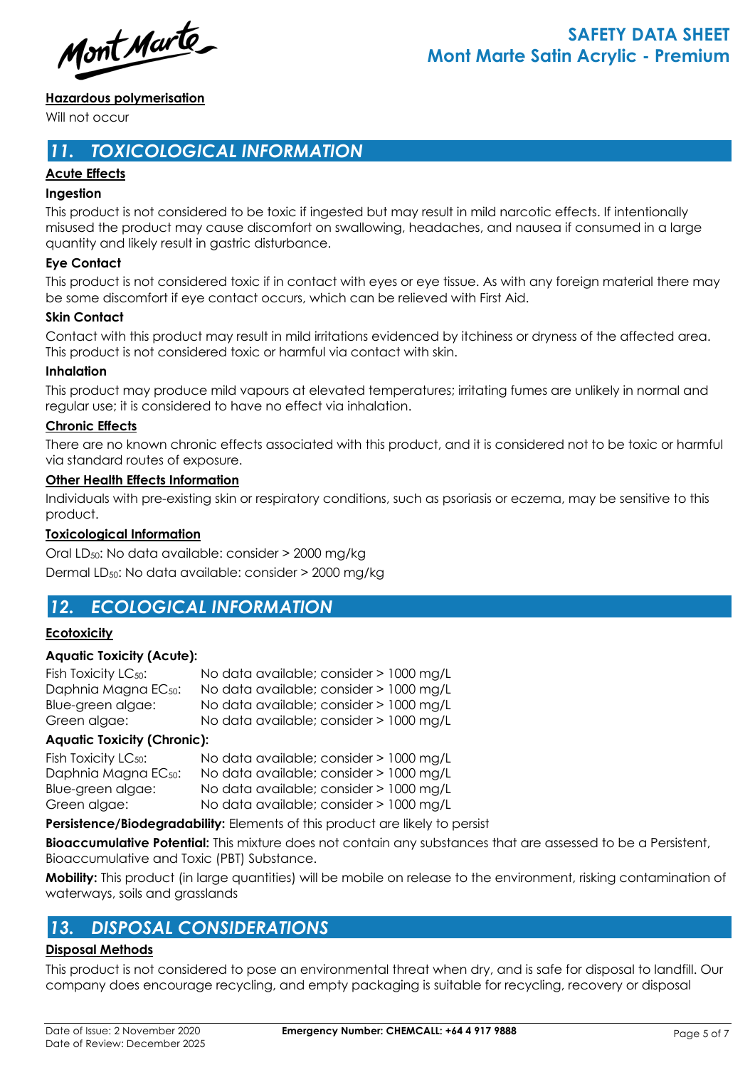#### Hazardous polymerisation

Will not occur

## 11. TOXICOLOGICAL INFORMATION

#### Acute Effects

**Ingestion**

This product is not considered to be toxic if ingested but may result in mild narcotic effects. If intentionally misused the product may cause discomfort on swallowing, headaches, and nausea if consumed in a large quantity and likely result in gastric disturbance.

**Eye Contact**

This product is not considered toxic if in contact with eyes or eye tissue. As with any foreign material there may be some discomfort if eye contact occurs, which can be relieved with First Aid.

**Skin Contact**

Contact with this product may result in mild irritations evidenced by itchiness or dryness of the affected area. This product is not considered toxic or harmful via contact with skin.

**Inhalation**

This product may produce mild vapours at elevated temperatures; irritating fumes are unlikely in normal and regular use; it is considered to have no effect via inhalation.

#### Chronic Effects

There are no known chronic effects associated with this product, and it is considered not to be toxic or harmful via standard routes of exposure.

#### Other Health Effects Information

Individuals with pre-existing skin or respiratory conditions, such as psoriasis or eczema, may be sensitive to this product.

#### Toxicological Information

Oral $LD_{50}$: No data available: consider > 2000 mg/kg

Dermal $LD_{50}$: No data available: consider > 2000 mg/kg

## 12. ECOLOGICAL INFORMATION

#### Ecotoxicity

**Aquatic Toxicity (Acute):**

| | |
|---|---|
| Fish Toxicity $LC_{50}$: | No data available; consider > 1000 mg/L |
| Daphnia Magna $EC_{50}$: | No data available; consider > 1000 mg/L |
| Blue-green algae: | No data available; consider > 1000 mg/L |
| Green algae: | No data available; consider > 1000 mg/L |

**Aquatic Toxicity (Chronic):**

| | |
|---|---|
| Fish Toxicity $LC_{50}$: | No data available; consider > 1000 mg/L |
| Daphnia Magna $EC_{50}$: | No data available; consider > 1000 mg/L |
| Blue-green algae: | No data available; consider > 1000 mg/L |
| Green algae: | No data available; consider > 1000 mg/L |

**Persistence/Biodegradability:** Elements of this product are likely to persist

**Bioaccumulative Potential:** This mixture does not contain any substances that are assessed to be a Persistent, Bioaccumulative and Toxic (PBT) Substance.

**Mobility:** This product (in large quantities) will be mobile on release to the environment, risking contamination of waterways, soils and grasslands

## 13. DISPOSAL CONSIDERATIONS

#### Disposal Methods

This product is not considered to pose an environmental threat when dry, and is safe for disposal to landfill. Our company does encourage recycling, and empty packaging is suitable for recycling, recovery or disposal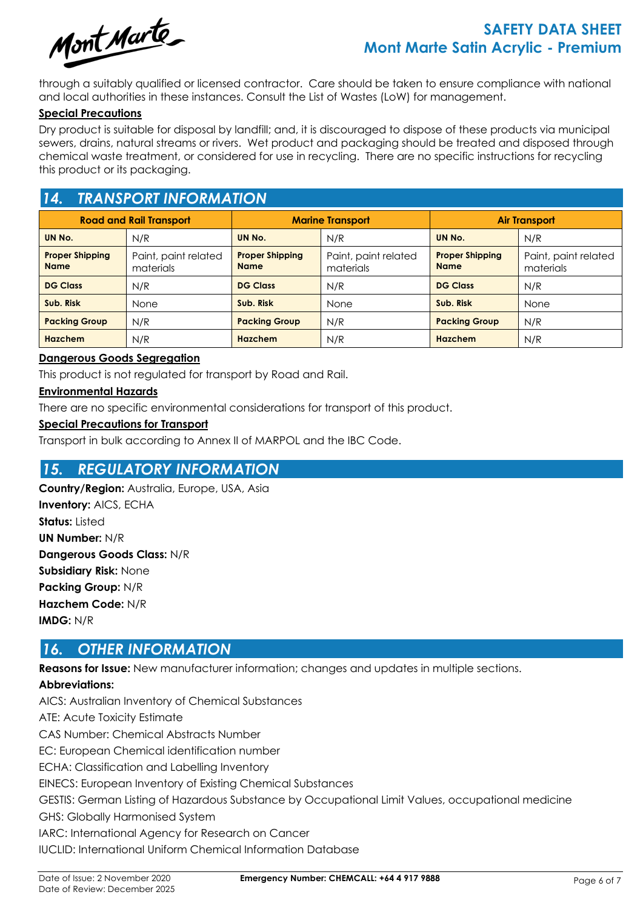through a suitably qualified or licensed contractor. Care should be taken to ensure compliance with national and local authorities in these instances. Consult the List of Wastes (LoW) for management.

**Special Precautions**

Dry product is suitable for disposal by landfill; and, it is discouraged to dispose of these products via municipal sewers, drains, natural streams or rivers. Wet product and packaging should be treated and disposed through chemical waste treatment, or considered for use in recycling. There are no specific instructions for recycling this product or its packaging.

## 14. TRANSPORT INFORMATION

| Road and Rail Transport | | Marine Transport | | Air Transport | |
|---|---|---|---|---|---|
| **UN No.** | N/R | **UN No.** | N/R | **UN No.** | N/R |
| **Proper Shipping Name** | Paint, paint related materials | **Proper Shipping Name** | Paint, paint related materials | **Proper Shipping Name** | Paint, paint related materials |
| **DG Class** | N/R | **DG Class** | N/R | **DG Class** | N/R |
| **Sub. Risk** | None | **Sub. Risk** | None | **Sub. Risk** | None |
| **Packing Group** | N/R | **Packing Group** | N/R | **Packing Group** | N/R |
| **Hazchem** | N/R | **Hazchem** | N/R | **Hazchem** | N/R |

**Dangerous Goods Segregation**

This product is not regulated for transport by Road and Rail.

**Environmental Hazards**

There are no specific environmental considerations for transport of this product.

**Special Precautions for Transport**

Transport in bulk according to Annex II of MARPOL and the IBC Code.

## 15. REGULATORY INFORMATION

**Country/Region:** Australia, Europe, USA, Asia
**Inventory:** AICS, ECHA
**Status:** Listed
**UN Number:** N/R
**Dangerous Goods Class:** N/R
**Subsidiary Risk:** None
**Packing Group:** N/R
**Hazchem Code:** N/R
**IMDG:** N/R

## 16. OTHER INFORMATION

**Reasons for Issue:** New manufacturer information; changes and updates in multiple sections.

**Abbreviations:**

AICS: Australian Inventory of Chemical Substances
ATE: Acute Toxicity Estimate
CAS Number: Chemical Abstracts Number
EC: European Chemical identification number
ECHA: Classification and Labelling Inventory
EINECS: European Inventory of Existing Chemical Substances
GESTIS: German Listing of Hazardous Substance by Occupational Limit Values, occupational medicine
GHS: Globally Harmonised System
IARC: International Agency for Research on Cancer
IUCLID: International Uniform Chemical Information Database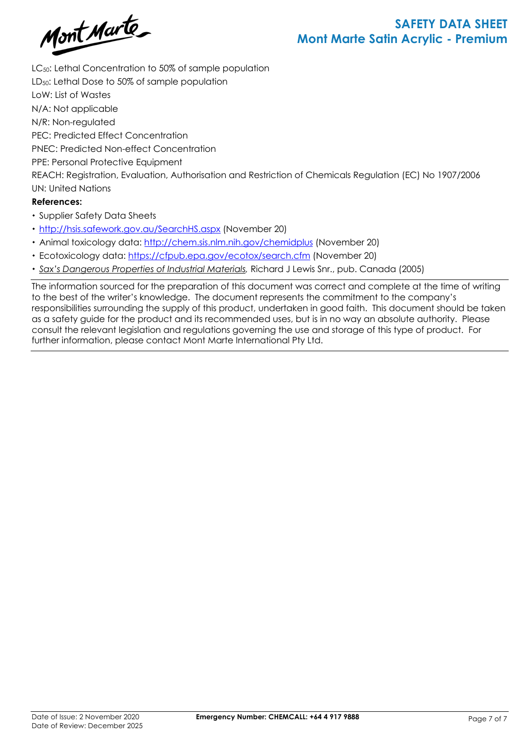$LC_{50}$: Lethal Concentration to 50% of sample population

$LD_{50}$: Lethal Dose to 50% of sample population

LoW: List of Wastes

N/A: Not applicable

N/R: Non-regulated

PEC: Predicted Effect Concentration

PNEC: Predicted Non-effect Concentration

PPE: Personal Protective Equipment

REACH: Registration, Evaluation, Authorisation and Restriction of Chemicals Regulation (EC) No 1907/2006

UN: United Nations

**References:**

- Supplier Safety Data Sheets
- http://hsis.safework.gov.au/SearchHS.aspx (November 20)
- Animal toxicology data: http://chem.sis.nlm.nih.gov/chemidplus (November 20)
- Ecotoxicology data: https://cfpub.epa.gov/ecotox/search.cfm (November 20)
- *Sax's Dangerous Properties of Industrial Materials,* Richard J Lewis Snr., pub. Canada (2005)

The information sourced for the preparation of this document was correct and complete at the time of writing to the best of the writer's knowledge. The document represents the commitment to the company's responsibilities surrounding the supply of this product, undertaken in good faith. This document should be taken as a safety guide for the product and its recommended uses, but is in no way an absolute authority. Please consult the relevant legislation and regulations governing the use and storage of this type of product. For further information, please contact Mont Marte International Pty Ltd.